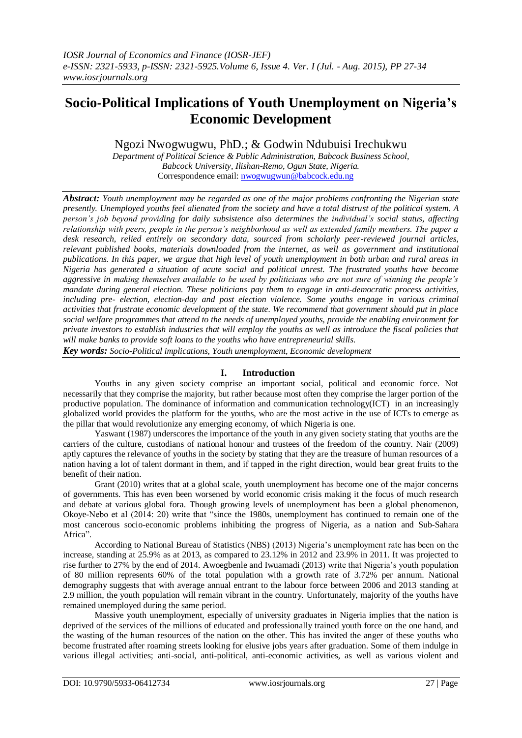# Socio-Political Implications of Youth Unemployment on Nigeria's Economic Development

Ngozi Nwogwugwu, PhD.; & Godwin Ndubuisi Irechukwu

*Department of Political Science & Public Administration, Babcock Business School, Babcock University, Ilishan-Remo, Ogun State, Nigeria.*
Correspondence email: nwogwugwun@babcock.edu.ng

***Abstract:*** *Youth unemployment may be regarded as one of the major problems confronting the Nigerian state presently. Unemployed youths feel alienated from the society and have a total distrust of the political system. A person's job beyond providing for daily subsistence also determines the individual's social status, affecting relationship with peers, people in the person's neighborhood as well as extended family members. The paper a desk research, relied entirely on secondary data, sourced from scholarly peer-reviewed journal articles, relevant published books, materials downloaded from the internet, as well as government and institutional publications. In this paper, we argue that high level of youth unemployment in both urban and rural areas in Nigeria has generated a situation of acute social and political unrest. The frustrated youths have become aggressive in making themselves available to be used by politicians who are not sure of winning the people's mandate during general election. These politicians pay them to engage in anti-democratic process activities, including pre- election, election-day and post election violence. Some youths engage in various criminal activities that frustrate economic development of the state. We recommend that government should put in place social welfare programmes that attend to the needs of unemployed youths, provide the enabling environment for private investors to establish industries that will employ the youths as well as introduce the fiscal policies that will make banks to provide soft loans to the youths who have entrepreneurial skills.*

***Key words:*** *Socio-Political implications, Youth unemployment, Economic development*

## I. Introduction

Youths in any given society comprise an important social, political and economic force. Not necessarily that they comprise the majority, but rather because most often they comprise the larger portion of the productive population. The dominance of information and communication technology(ICT) in an increasingly globalized world provides the platform for the youths, who are the most active in the use of ICTs to emerge as the pillar that would revolutionize any emerging economy, of which Nigeria is one.

Yaswant (1987) underscores the importance of the youth in any given society stating that youths are the carriers of the culture, custodians of national honour and trustees of the freedom of the country. Nair (2009) aptly captures the relevance of youths in the society by stating that they are the treasure of human resources of a nation having a lot of talent dormant in them, and if tapped in the right direction, would bear great fruits to the benefit of their nation.

Grant (2010) writes that at a global scale, youth unemployment has become one of the major concerns of governments. This has even been worsened by world economic crisis making it the focus of much research and debate at various global fora. Though growing levels of unemployment has been a global phenomenon, Okoye-Nebo et al (2014: 20) write that "since the 1980s, unemployment has continued to remain one of the most cancerous socio-economic problems inhibiting the progress of Nigeria, as a nation and Sub-Sahara Africa".

According to National Bureau of Statistics (NBS) (2013) Nigeria's unemployment rate has been on the increase, standing at 25.9% as at 2013, as compared to 23.12% in 2012 and 23.9% in 2011. It was projected to rise further to 27% by the end of 2014. Awoegbenle and Iwuamadi (2013) write that Nigeria's youth population of 80 million represents 60% of the total population with a growth rate of 3.72% per annum. National demography suggests that with average annual entrant to the labour force between 2006 and 2013 standing at 2.9 million, the youth population will remain vibrant in the country. Unfortunately, majority of the youths have remained unemployed during the same period.

Massive youth unemployment, especially of university graduates in Nigeria implies that the nation is deprived of the services of the millions of educated and professionally trained youth force on the one hand, and the wasting of the human resources of the nation on the other. This has invited the anger of these youths who become frustrated after roaming streets looking for elusive jobs years after graduation. Some of them indulge in various illegal activities; anti-social, anti-political, anti-economic activities, as well as various violent and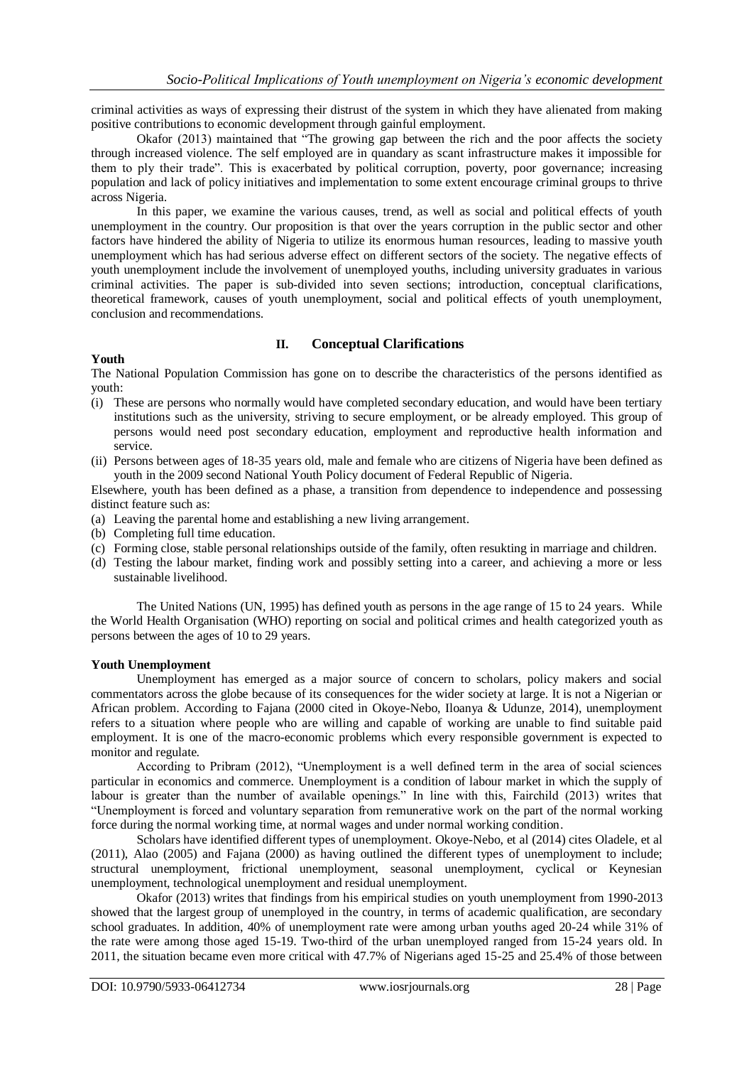criminal activities as ways of expressing their distrust of the system in which they have alienated from making positive contributions to economic development through gainful employment.

Okafor (2013) maintained that "The growing gap between the rich and the poor affects the society through increased violence. The self employed are in quandary as scant infrastructure makes it impossible for them to ply their trade". This is exacerbated by political corruption, poverty, poor governance; increasing population and lack of policy initiatives and implementation to some extent encourage criminal groups to thrive across Nigeria.

In this paper, we examine the various causes, trend, as well as social and political effects of youth unemployment in the country. Our proposition is that over the years corruption in the public sector and other factors have hindered the ability of Nigeria to utilize its enormous human resources, leading to massive youth unemployment which has had serious adverse effect on different sectors of the society. The negative effects of youth unemployment include the involvement of unemployed youths, including university graduates in various criminal activities. The paper is sub-divided into seven sections; introduction, conceptual clarifications, theoretical framework, causes of youth unemployment, social and political effects of youth unemployment, conclusion and recommendations.

## II. Conceptual Clarifications

### Youth

The National Population Commission has gone on to describe the characteristics of the persons identified as youth:

(i) These are persons who normally would have completed secondary education, and would have been tertiary institutions such as the university, striving to secure employment, or be already employed. This group of persons would need post secondary education, employment and reproductive health information and service.

(ii) Persons between ages of 18-35 years old, male and female who are citizens of Nigeria have been defined as youth in the 2009 second National Youth Policy document of Federal Republic of Nigeria.

Elsewhere, youth has been defined as a phase, a transition from dependence to independence and possessing distinct feature such as:

(a) Leaving the parental home and establishing a new living arrangement.
(b) Completing full time education.
(c) Forming close, stable personal relationships outside of the family, often resukting in marriage and children.
(d) Testing the labour market, finding work and possibly setting into a career, and achieving a more or less sustainable livelihood.

The United Nations (UN, 1995) has defined youth as persons in the age range of 15 to 24 years. While the World Health Organisation (WHO) reporting on social and political crimes and health categorized youth as persons between the ages of 10 to 29 years.

### Youth Unemployment

Unemployment has emerged as a major source of concern to scholars, policy makers and social commentators across the globe because of its consequences for the wider society at large. It is not a Nigerian or African problem. According to Fajana (2000 cited in Okoye-Nebo, Iloanya & Udunze, 2014), unemployment refers to a situation where people who are willing and capable of working are unable to find suitable paid employment. It is one of the macro-economic problems which every responsible government is expected to monitor and regulate.

According to Pribram (2012), "Unemployment is a well defined term in the area of social sciences particular in economics and commerce. Unemployment is a condition of labour market in which the supply of labour is greater than the number of available openings." In line with this, Fairchild (2013) writes that "Unemployment is forced and voluntary separation from remunerative work on the part of the normal working force during the normal working time, at normal wages and under normal working condition.

Scholars have identified different types of unemployment. Okoye-Nebo, et al (2014) cites Oladele, et al (2011), Alao (2005) and Fajana (2000) as having outlined the different types of unemployment to include; structural unemployment, frictional unemployment, seasonal unemployment, cyclical or Keynesian unemployment, technological unemployment and residual unemployment.

Okafor (2013) writes that findings from his empirical studies on youth unemployment from 1990-2013 showed that the largest group of unemployed in the country, in terms of academic qualification, are secondary school graduates. In addition, 40% of unemployment rate were among urban youths aged 20-24 while 31% of the rate were among those aged 15-19. Two-third of the urban unemployed ranged from 15-24 years old. In 2011, the situation became even more critical with 47.7% of Nigerians aged 15-25 and 25.4% of those between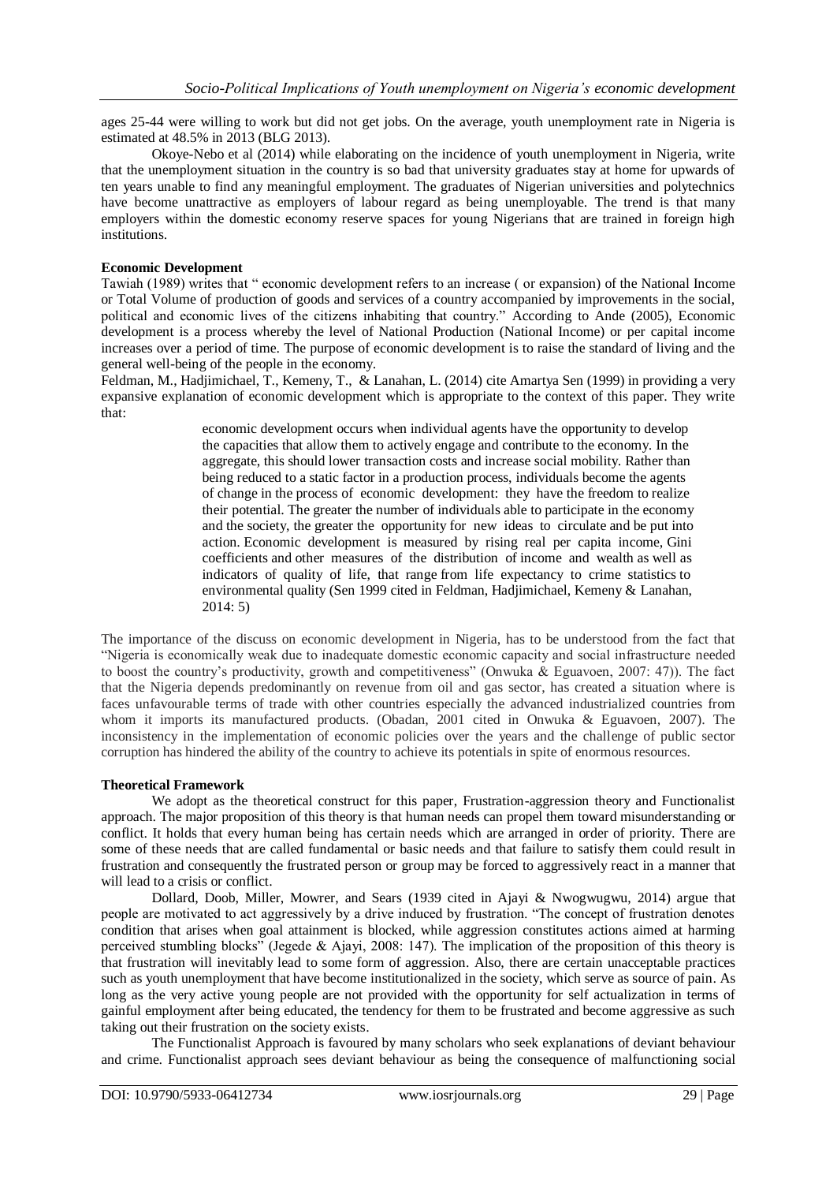ages 25-44 were willing to work but did not get jobs. On the average, youth unemployment rate in Nigeria is estimated at 48.5% in 2013 (BLG 2013).

Okoye-Nebo et al (2014) while elaborating on the incidence of youth unemployment in Nigeria, write that the unemployment situation in the country is so bad that university graduates stay at home for upwards of ten years unable to find any meaningful employment. The graduates of Nigerian universities and polytechnics have become unattractive as employers of labour regard as being unemployable. The trend is that many employers within the domestic economy reserve spaces for young Nigerians that are trained in foreign high institutions.

**Economic Development**

Tawiah (1989) writes that " economic development refers to an increase ( or expansion) of the National Income or Total Volume of production of goods and services of a country accompanied by improvements in the social, political and economic lives of the citizens inhabiting that country." According to Ande (2005), Economic development is a process whereby the level of National Production (National Income) or per capital income increases over a period of time. The purpose of economic development is to raise the standard of living and the general well-being of the people in the economy.

Feldman, M., Hadjimichael, T., Kemeny, T., & Lanahan, L. (2014) cite Amartya Sen (1999) in providing a very expansive explanation of economic development which is appropriate to the context of this paper. They write that:

> economic development occurs when individual agents have the opportunity to develop the capacities that allow them to actively engage and contribute to the economy. In the aggregate, this should lower transaction costs and increase social mobility. Rather than being reduced to a static factor in a production process, individuals become the agents of change in the process of economic development: they have the freedom to realize their potential. The greater the number of individuals able to participate in the economy and the society, the greater the opportunity for new ideas to circulate and be put into action. Economic development is measured by rising real per capita income, Gini coefficients and other measures of the distribution of income and wealth as well as indicators of quality of life, that range from life expectancy to crime statistics to environmental quality (Sen 1999 cited in Feldman, Hadjimichael, Kemeny & Lanahan, 2014: 5)

The importance of the discuss on economic development in Nigeria, has to be understood from the fact that "Nigeria is economically weak due to inadequate domestic economic capacity and social infrastructure needed to boost the country's productivity, growth and competitiveness" (Onwuka & Eguavoen, 2007: 47)). The fact that the Nigeria depends predominantly on revenue from oil and gas sector, has created a situation where is faces unfavourable terms of trade with other countries especially the advanced industrialized countries from whom it imports its manufactured products. (Obadan, 2001 cited in Onwuka & Eguavoen, 2007). The inconsistency in the implementation of economic policies over the years and the challenge of public sector corruption has hindered the ability of the country to achieve its potentials in spite of enormous resources.

**Theoretical Framework**

We adopt as the theoretical construct for this paper, Frustration-aggression theory and Functionalist approach. The major proposition of this theory is that human needs can propel them toward misunderstanding or conflict. It holds that every human being has certain needs which are arranged in order of priority. There are some of these needs that are called fundamental or basic needs and that failure to satisfy them could result in frustration and consequently the frustrated person or group may be forced to aggressively react in a manner that will lead to a crisis or conflict.

Dollard, Doob, Miller, Mowrer, and Sears (1939 cited in Ajayi & Nwogwugwu, 2014) argue that people are motivated to act aggressively by a drive induced by frustration. "The concept of frustration denotes condition that arises when goal attainment is blocked, while aggression constitutes actions aimed at harming perceived stumbling blocks" (Jegede & Ajayi, 2008: 147). The implication of the proposition of this theory is that frustration will inevitably lead to some form of aggression. Also, there are certain unacceptable practices such as youth unemployment that have become institutionalized in the society, which serve as source of pain. As long as the very active young people are not provided with the opportunity for self actualization in terms of gainful employment after being educated, the tendency for them to be frustrated and become aggressive as such taking out their frustration on the society exists.

The Functionalist Approach is favoured by many scholars who seek explanations of deviant behaviour and crime. Functionalist approach sees deviant behaviour as being the consequence of malfunctioning social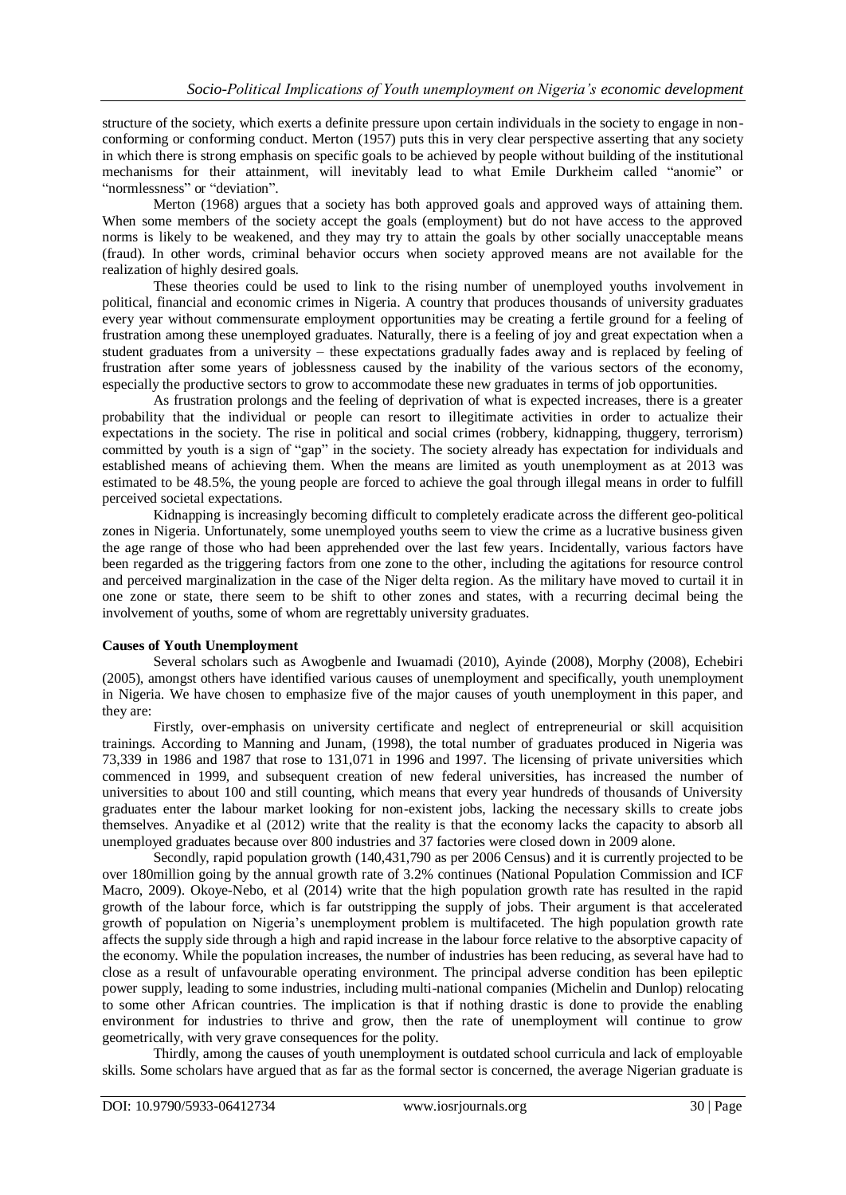structure of the society, which exerts a definite pressure upon certain individuals in the society to engage in non-conforming or conforming conduct. Merton (1957) puts this in very clear perspective asserting that any society in which there is strong emphasis on specific goals to be achieved by people without building of the institutional mechanisms for their attainment, will inevitably lead to what Emile Durkheim called "anomie" or "normlessness" or "deviation".

Merton (1968) argues that a society has both approved goals and approved ways of attaining them. When some members of the society accept the goals (employment) but do not have access to the approved norms is likely to be weakened, and they may try to attain the goals by other socially unacceptable means (fraud). In other words, criminal behavior occurs when society approved means are not available for the realization of highly desired goals.

These theories could be used to link to the rising number of unemployed youths involvement in political, financial and economic crimes in Nigeria. A country that produces thousands of university graduates every year without commensurate employment opportunities may be creating a fertile ground for a feeling of frustration among these unemployed graduates. Naturally, there is a feeling of joy and great expectation when a student graduates from a university – these expectations gradually fades away and is replaced by feeling of frustration after some years of joblessness caused by the inability of the various sectors of the economy, especially the productive sectors to grow to accommodate these new graduates in terms of job opportunities.

As frustration prolongs and the feeling of deprivation of what is expected increases, there is a greater probability that the individual or people can resort to illegitimate activities in order to actualize their expectations in the society. The rise in political and social crimes (robbery, kidnapping, thuggery, terrorism) committed by youth is a sign of "gap" in the society. The society already has expectation for individuals and established means of achieving them. When the means are limited as youth unemployment as at 2013 was estimated to be 48.5%, the young people are forced to achieve the goal through illegal means in order to fulfill perceived societal expectations.

Kidnapping is increasingly becoming difficult to completely eradicate across the different geo-political zones in Nigeria. Unfortunately, some unemployed youths seem to view the crime as a lucrative business given the age range of those who had been apprehended over the last few years. Incidentally, various factors have been regarded as the triggering factors from one zone to the other, including the agitations for resource control and perceived marginalization in the case of the Niger delta region. As the military have moved to curtail it in one zone or state, there seem to be shift to other zones and states, with a recurring decimal being the involvement of youths, some of whom are regrettably university graduates.

**Causes of Youth Unemployment**

Several scholars such as Awogbenle and Iwuamadi (2010), Ayinde (2008), Morphy (2008), Echebiri (2005), amongst others have identified various causes of unemployment and specifically, youth unemployment in Nigeria. We have chosen to emphasize five of the major causes of youth unemployment in this paper, and they are:

Firstly, over-emphasis on university certificate and neglect of entrepreneurial or skill acquisition trainings. According to Manning and Junam, (1998), the total number of graduates produced in Nigeria was 73,339 in 1986 and 1987 that rose to 131,071 in 1996 and 1997. The licensing of private universities which commenced in 1999, and subsequent creation of new federal universities, has increased the number of universities to about 100 and still counting, which means that every year hundreds of thousands of University graduates enter the labour market looking for non-existent jobs, lacking the necessary skills to create jobs themselves. Anyadike et al (2012) write that the reality is that the economy lacks the capacity to absorb all unemployed graduates because over 800 industries and 37 factories were closed down in 2009 alone.

Secondly, rapid population growth (140,431,790 as per 2006 Census) and it is currently projected to be over 180million going by the annual growth rate of 3.2% continues (National Population Commission and ICF Macro, 2009). Okoye-Nebo, et al (2014) write that the high population growth rate has resulted in the rapid growth of the labour force, which is far outstripping the supply of jobs. Their argument is that accelerated growth of population on Nigeria's unemployment problem is multifaceted. The high population growth rate affects the supply side through a high and rapid increase in the labour force relative to the absorptive capacity of the economy. While the population increases, the number of industries has been reducing, as several have had to close as a result of unfavourable operating environment. The principal adverse condition has been epileptic power supply, leading to some industries, including multi-national companies (Michelin and Dunlop) relocating to some other African countries. The implication is that if nothing drastic is done to provide the enabling environment for industries to thrive and grow, then the rate of unemployment will continue to grow geometrically, with very grave consequences for the polity.

Thirdly, among the causes of youth unemployment is outdated school curricula and lack of employable skills. Some scholars have argued that as far as the formal sector is concerned, the average Nigerian graduate is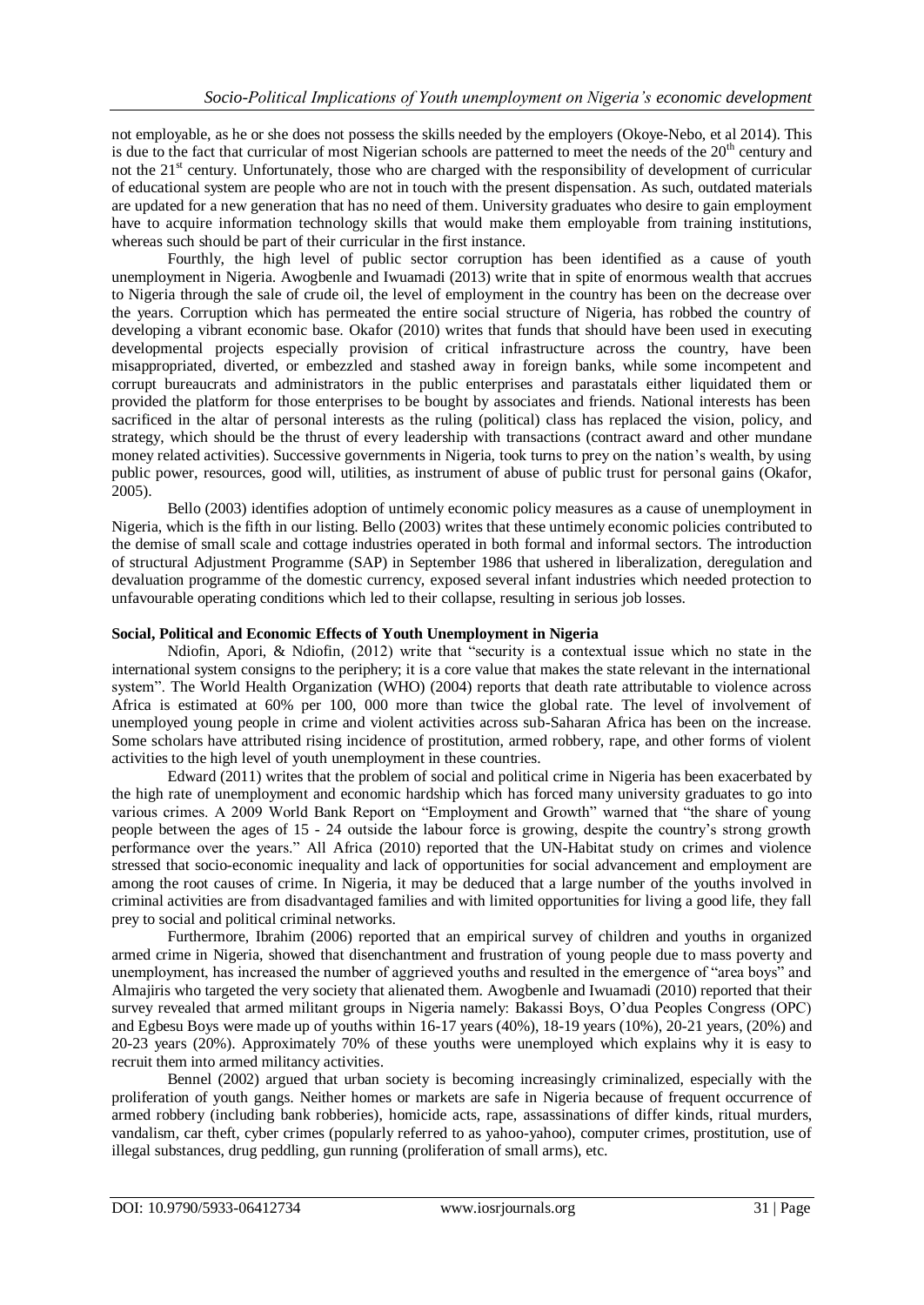not employable, as he or she does not possess the skills needed by the employers (Okoye-Nebo, et al 2014). This is due to the fact that curricular of most Nigerian schools are patterned to meet the needs of the 20th century and not the 21st century. Unfortunately, those who are charged with the responsibility of development of curricular of educational system are people who are not in touch with the present dispensation. As such, outdated materials are updated for a new generation that has no need of them. University graduates who desire to gain employment have to acquire information technology skills that would make them employable from training institutions, whereas such should be part of their curricular in the first instance.

Fourthly, the high level of public sector corruption has been identified as a cause of youth unemployment in Nigeria. Awogbenle and Iwuamadi (2013) write that in spite of enormous wealth that accrues to Nigeria through the sale of crude oil, the level of employment in the country has been on the decrease over the years. Corruption which has permeated the entire social structure of Nigeria, has robbed the country of developing a vibrant economic base. Okafor (2010) writes that funds that should have been used in executing developmental projects especially provision of critical infrastructure across the country, have been misappropriated, diverted, or embezzled and stashed away in foreign banks, while some incompetent and corrupt bureaucrats and administrators in the public enterprises and parastatals either liquidated them or provided the platform for those enterprises to be bought by associates and friends. National interests has been sacrificed in the altar of personal interests as the ruling (political) class has replaced the vision, policy, and strategy, which should be the thrust of every leadership with transactions (contract award and other mundane money related activities). Successive governments in Nigeria, took turns to prey on the nation's wealth, by using public power, resources, good will, utilities, as instrument of abuse of public trust for personal gains (Okafor, 2005).

Bello (2003) identifies adoption of untimely economic policy measures as a cause of unemployment in Nigeria, which is the fifth in our listing. Bello (2003) writes that these untimely economic policies contributed to the demise of small scale and cottage industries operated in both formal and informal sectors. The introduction of structural Adjustment Programme (SAP) in September 1986 that ushered in liberalization, deregulation and devaluation programme of the domestic currency, exposed several infant industries which needed protection to unfavourable operating conditions which led to their collapse, resulting in serious job losses.

**Social, Political and Economic Effects of Youth Unemployment in Nigeria**

Ndiofin, Apori, & Ndiofin, (2012) write that "security is a contextual issue which no state in the international system consigns to the periphery; it is a core value that makes the state relevant in the international system". The World Health Organization (WHO) (2004) reports that death rate attributable to violence across Africa is estimated at 60% per 100, 000 more than twice the global rate. The level of involvement of unemployed young people in crime and violent activities across sub-Saharan Africa has been on the increase. Some scholars have attributed rising incidence of prostitution, armed robbery, rape, and other forms of violent activities to the high level of youth unemployment in these countries.

Edward (2011) writes that the problem of social and political crime in Nigeria has been exacerbated by the high rate of unemployment and economic hardship which has forced many university graduates to go into various crimes. A 2009 World Bank Report on "Employment and Growth" warned that "the share of young people between the ages of 15 - 24 outside the labour force is growing, despite the country's strong growth performance over the years." All Africa (2010) reported that the UN-Habitat study on crimes and violence stressed that socio-economic inequality and lack of opportunities for social advancement and employment are among the root causes of crime. In Nigeria, it may be deduced that a large number of the youths involved in criminal activities are from disadvantaged families and with limited opportunities for living a good life, they fall prey to social and political criminal networks.

Furthermore, Ibrahim (2006) reported that an empirical survey of children and youths in organized armed crime in Nigeria, showed that disenchantment and frustration of young people due to mass poverty and unemployment, has increased the number of aggrieved youths and resulted in the emergence of "area boys" and Almajiris who targeted the very society that alienated them. Awogbenle and Iwuamadi (2010) reported that their survey revealed that armed militant groups in Nigeria namely: Bakassi Boys, O'dua Peoples Congress (OPC) and Egbesu Boys were made up of youths within 16-17 years (40%), 18-19 years (10%), 20-21 years, (20%) and 20-23 years (20%). Approximately 70% of these youths were unemployed which explains why it is easy to recruit them into armed militancy activities.

Bennel (2002) argued that urban society is becoming increasingly criminalized, especially with the proliferation of youth gangs. Neither homes or markets are safe in Nigeria because of frequent occurrence of armed robbery (including bank robberies), homicide acts, rape, assassinations of differ kinds, ritual murders, vandalism, car theft, cyber crimes (popularly referred to as yahoo-yahoo), computer crimes, prostitution, use of illegal substances, drug peddling, gun running (proliferation of small arms), etc.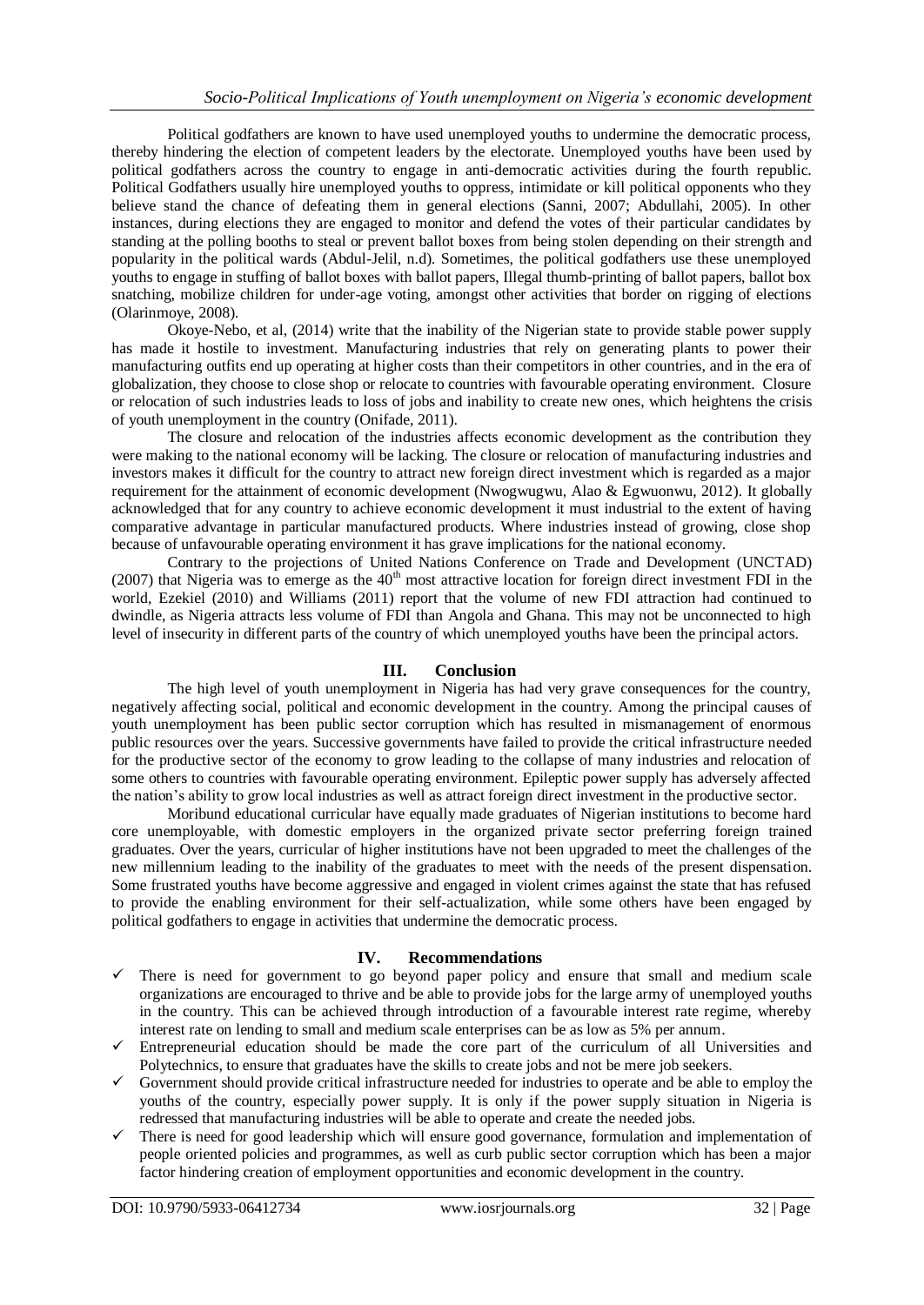Political godfathers are known to have used unemployed youths to undermine the democratic process, thereby hindering the election of competent leaders by the electorate. Unemployed youths have been used by political godfathers across the country to engage in anti-democratic activities during the fourth republic. Political Godfathers usually hire unemployed youths to oppress, intimidate or kill political opponents who they believe stand the chance of defeating them in general elections (Sanni, 2007; Abdullahi, 2005). In other instances, during elections they are engaged to monitor and defend the votes of their particular candidates by standing at the polling booths to steal or prevent ballot boxes from being stolen depending on their strength and popularity in the political wards (Abdul-Jelil, n.d). Sometimes, the political godfathers use these unemployed youths to engage in stuffing of ballot boxes with ballot papers, Illegal thumb-printing of ballot papers, ballot box snatching, mobilize children for under-age voting, amongst other activities that border on rigging of elections (Olarinmoye, 2008).

Okoye-Nebo, et al, (2014) write that the inability of the Nigerian state to provide stable power supply has made it hostile to investment. Manufacturing industries that rely on generating plants to power their manufacturing outfits end up operating at higher costs than their competitors in other countries, and in the era of globalization, they choose to close shop or relocate to countries with favourable operating environment. Closure or relocation of such industries leads to loss of jobs and inability to create new ones, which heightens the crisis of youth unemployment in the country (Onifade, 2011).

The closure and relocation of the industries affects economic development as the contribution they were making to the national economy will be lacking. The closure or relocation of manufacturing industries and investors makes it difficult for the country to attract new foreign direct investment which is regarded as a major requirement for the attainment of economic development (Nwogwugwu, Alao & Egwuonwu, 2012). It globally acknowledged that for any country to achieve economic development it must industrial to the extent of having comparative advantage in particular manufactured products. Where industries instead of growing, close shop because of unfavourable operating environment it has grave implications for the national economy.

Contrary to the projections of United Nations Conference on Trade and Development (UNCTAD) (2007) that Nigeria was to emerge as the 40th most attractive location for foreign direct investment FDI in the world, Ezekiel (2010) and Williams (2011) report that the volume of new FDI attraction had continued to dwindle, as Nigeria attracts less volume of FDI than Angola and Ghana. This may not be unconnected to high level of insecurity in different parts of the country of which unemployed youths have been the principal actors.

## III. Conclusion

The high level of youth unemployment in Nigeria has had very grave consequences for the country, negatively affecting social, political and economic development in the country. Among the principal causes of youth unemployment has been public sector corruption which has resulted in mismanagement of enormous public resources over the years. Successive governments have failed to provide the critical infrastructure needed for the productive sector of the economy to grow leading to the collapse of many industries and relocation of some others to countries with favourable operating environment. Epileptic power supply has adversely affected the nation's ability to grow local industries as well as attract foreign direct investment in the productive sector.

Moribund educational curricular have equally made graduates of Nigerian institutions to become hard core unemployable, with domestic employers in the organized private sector preferring foreign trained graduates. Over the years, curricular of higher institutions have not been upgraded to meet the challenges of the new millennium leading to the inability of the graduates to meet with the needs of the present dispensation. Some frustrated youths have become aggressive and engaged in violent crimes against the state that has refused to provide the enabling environment for their self-actualization, while some others have been engaged by political godfathers to engage in activities that undermine the democratic process.

## IV. Recommendations

- ✓ There is need for government to go beyond paper policy and ensure that small and medium scale organizations are encouraged to thrive and be able to provide jobs for the large army of unemployed youths in the country. This can be achieved through introduction of a favourable interest rate regime, whereby interest rate on lending to small and medium scale enterprises can be as low as 5% per annum.
- ✓ Entrepreneurial education should be made the core part of the curriculum of all Universities and Polytechnics, to ensure that graduates have the skills to create jobs and not be mere job seekers.
- ✓ Government should provide critical infrastructure needed for industries to operate and be able to employ the youths of the country, especially power supply. It is only if the power supply situation in Nigeria is redressed that manufacturing industries will be able to operate and create the needed jobs.
- ✓ There is need for good leadership which will ensure good governance, formulation and implementation of people oriented policies and programmes, as well as curb public sector corruption which has been a major factor hindering creation of employment opportunities and economic development in the country.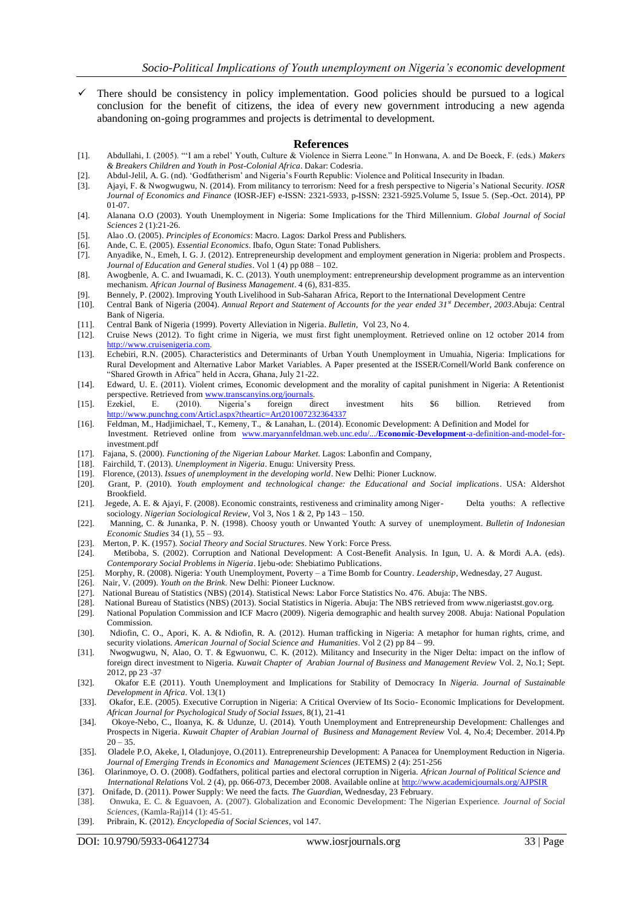- ✓ There should be consistency in policy implementation. Good policies should be pursued to a logical conclusion for the benefit of citizens, the idea of every new government introducing a new agenda abandoning on-going programmes and projects is detrimental to development.

## References

[1]. Abdullahi, I. (2005). "'I am a rebel' Youth, Culture & Violence in Sierra Leone." In Honwana, A. and De Boeck, F. (eds.) *Makers & Breakers Children and Youth in Post-Colonial Africa*. Dakar: Codesria.

[2]. Abdul-Jelil, A. G. (nd). 'Godfatherism' and Nigeria's Fourth Republic: Violence and Political Insecurity in Ibadan.

[3]. Ajayi, F. & Nwogwugwu, N. (2014). From militancy to terrorism: Need for a fresh perspective to Nigeria's National Security. *IOSR Journal of Economics and Finance* (IOSR-JEF) e-ISSN: 2321-5933, p-ISSN: 2321-5925.Volume 5, Issue 5. (Sep.-Oct. 2014), PP 01-07.

[4]. Alanana O.O (2003). Youth Unemployment in Nigeria: Some Implications for the Third Millennium. *Global Journal of Social Sciences* 2 (1):21-26.

[5]. Alao .O. (2005). *Principles of Economics*: Macro. Lagos: Darkol Press and Publishers.

[6]. Ande, C. E. (2005). *Essential Economics*. Ibafo, Ogun State: Tonad Publishers.

[7]. Anyadike, N., Emeh, I. G. J. (2012). Entrepreneurship development and employment generation in Nigeria: problem and Prospects. *Journal of Education and General studies*. Vol 1 (4) pp 088 – 102.

[8]. Awogbenle, A. C. and Iwuamadi, K. C. (2013). Youth unemployment: entrepreneurship development programme as an intervention mechanism. *African Journal of Business Management*. 4 (6), 831-835.

[9]. Bennely, P. (2002). Improving Youth Livelihood in Sub-Saharan Africa, Report to the International Development Centre

[10]. Central Bank of Nigeria (2004). *Annual Report and Statement of Accounts for the year ended 31st December, 2003*.Abuja: Central Bank of Nigeria.

[11]. Central Bank of Nigeria (1999). Poverty Alleviation in Nigeria. *Bulletin*, Vol 23, No 4.

[12]. Cruise News (2012). To fight crime in Nigeria, we must first fight unemployment. Retrieved online on 12 october 2014 from http://www.cruisenigeria.com.

[13]. Echebiri, R.N. (2005). Characteristics and Determinants of Urban Youth Unemployment in Umuahia, Nigeria: Implications for Rural Development and Alternative Labor Market Variables. A Paper presented at the ISSER/Cornell/World Bank conference on "Shared Growth in Africa" held in Accra, Ghana, July 21-22.

[14]. Edward, U. E. (2011). Violent crimes, Economic development and the morality of capital punishment in Nigeria: A Retentionist perspective. Retrieved from www.transcanyins.org/journals.

[15]. Ezekiel, E. (2010). Nigeria's foreign direct investment hits $6 billion. Retrieved from http://www.punchng.com/Articl.aspx?theartic=Art201007232364337

[16]. Feldman, M., Hadjimichael, T., Kemeny, T., & Lanahan, L. (2014). Economic Development: A Definition and Model for Investment. Retrieved online from www.maryannfeldman.web.unc.edu/.../**Economic-Development**-a-definition-and-model-for-investment.pdf

[17]. Fajana, S. (2000). *Functioning of the Nigerian Labour Market*. Lagos: Labonfin and Company,

[18]. Fairchild, T. (2013). *Unemployment in Nigeria*. Enugu: University Press.

[19]. Florence, (2013). *Issues of unemployment in the developing world*. New Delhi: Pioner Lucknow.

[20]. Grant, P. (2010). *Youth employment and technological change: the Educational and Social implications*. USA: Aldershot Brookfield.

[21]. Jegede, A. E. & Ajayi, F. (2008). Economic constraints, restiveness and criminality among Niger- Delta youths: A reflective sociology. *Nigerian Sociological Review*, Vol 3, Nos 1 & 2, Pp 143 – 150.

[22]. Manning, C. & Junanka, P. N. (1998). Choosy youth or Unwanted Youth: A survey of unemployment. *Bulletin of Indonesian Economic Studies* 34 (1), 55 – 93.

[23]. Merton, P. K. (1957). *Social Theory and Social Structures*. New York: Force Press.

[24]. Metiboba, S. (2002). Corruption and National Development: A Cost-Benefit Analysis. In Igun, U. A. & Mordi A.A. (eds). *Contemporary Social Problems in Nigeria*. Ijebu-ode: Shebiatimo Publications.

[25]. Morphy, R. (2008). Nigeria: Youth Unemployment, Poverty – a Time Bomb for Country. *Leadership*, Wednesday, 27 August.

[26]. Nair, V. (2009). *Youth on the Brink*. New Delhi: Pioneer Lucknow.

[27]. National Bureau of Statistics (NBS) (2014). Statistical News: Labor Force Statistics No. 476. Abuja: The NBS.

[28]. National Bureau of Statistics (NBS) (2013). Social Statistics in Nigeria. Abuja: The NBS retrieved from www.nigeriastst.gov.org.

[29]. National Population Commission and ICF Macro (2009). Nigeria demographic and health survey 2008. Abuja: National Population Commission.

[30]. Ndiofin, C. O., Apori, K. A. & Ndiofin, R. A. (2012). Human trafficking in Nigeria: A metaphor for human rights, crime, and security violations. *American Journal of Social Science and Humanities*. Vol 2 (2) pp 84 – 99.

[31]. Nwogwugwu, N, Alao, O. T. & Egwuonwu, C. K. (2012). Militancy and Insecurity in the Niger Delta: impact on the inflow of foreign direct investment to Nigeria. *Kuwait Chapter of Arabian Journal of Business and Management Review* Vol. 2, No.1; Sept. 2012, pp 23 -37

[32]. Okafor E.E (2011). Youth Unemployment and Implications for Stability of Democracy In *Nigeria. Journal of Sustainable Development in Africa*. Vol. 13(1)

[33]. Okafor, E.E. (2005). Executive Corruption in Nigeria: A Critical Overview of Its Socio- Economic Implications for Development. *African Journal for Psychological Study of Social Issues*, 8(1), 21-41

[34]. Okoye-Nebo, C., Iloanya, K. & Udunze, U. (2014). Youth Unemployment and Entrepreneurship Development: Challenges and Prospects in Nigeria. *Kuwait Chapter of Arabian Journal of Business and Management Review* Vol. 4, No.4; December. 2014.Pp 20 – 35.

[35]. Oladele P.O, Akeke, I, Oladunjoye, O.(2011). Entrepreneurship Development: A Panacea for Unemployment Reduction in Nigeria. *Journal of Emerging Trends in Economics and Management Sciences* (JETEMS) 2 (4): 251-256

[36]. Olarinmoye, O. O. (2008). Godfathers, political parties and electoral corruption in Nigeria. *African Journal of Political Science and International Relations* Vol. 2 (4), pp. 066-073, December 2008. Available online at http://www.academicjournals.org/AJPSIR

[37]. Onifade, D. (2011). Power Supply: We need the facts. *The Guardian*, Wednesday, 23 February.

[38]. Onwuka, E. C. & Eguavoen, A. (2007). Globalization and Economic Development: The Nigerian Experience. *Journal of Social Sciences*, (Kamla-Raj)14 (1): 45-51.

[39]. Pribrain, K. (2012). *Encyclopedia of Social Sciences*, vol 147.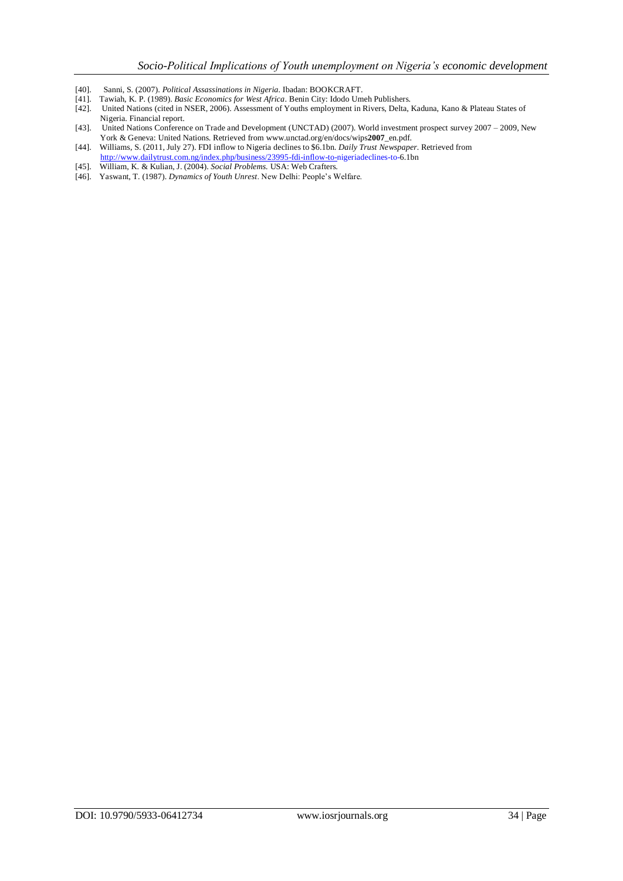[40]. Sanni, S. (2007). *Political Assassinations in Nigeria*. Ibadan: BOOKCRAFT.

[41]. Tawiah, K. P. (1989). *Basic Economics for West Africa*. Benin City: Idodo Umeh Publishers.

[42]. United Nations (cited in NSER, 2006). Assessment of Youths employment in Rivers, Delta, Kaduna, Kano & Plateau States of Nigeria. Financial report.

[43]. United Nations Conference on Trade and Development (UNCTAD) (2007). World investment prospect survey 2007 – 2009, New York & Geneva: United Nations. Retrieved from www.unctad.org/en/docs/wips**2007**_en.pdf.

[44]. Williams, S. (2011, July 27). FDI inflow to Nigeria declines to $6.1bn. *Daily Trust Newspaper*. Retrieved from http://www.dailytrust.com.ng/index.php/business/23995-fdi-inflow-to-nigeriadeclines-to-6.1bn

[45]. William, K. & Kulian, J. (2004). *Social Problems.* USA: Web Crafters.

[46]. Yaswant, T. (1987). *Dynamics of Youth Unrest*. New Delhi: People's Welfare.